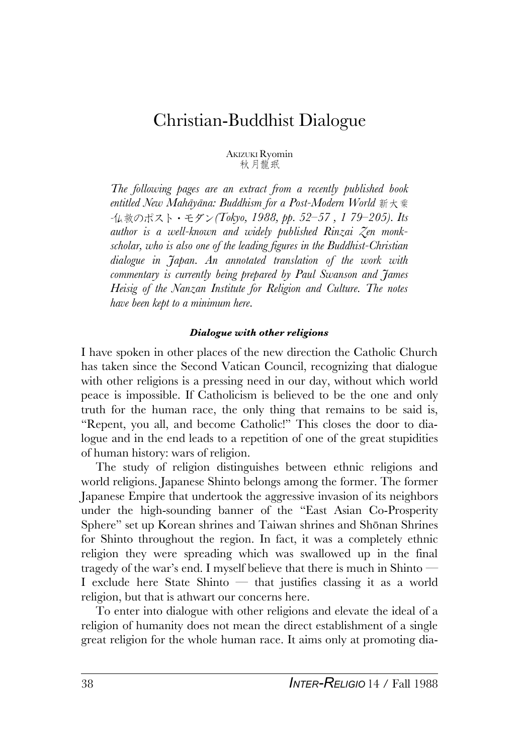# Christian-Buddhist Dialogue

AKIZUKI Ryomin
秋月龍珉

*The following pages are an extract from a recently published book entitled New Mahāyāna: Buddhism for a Post-Modern World* 新大乗-仏救のポスト・モダン*(Tokyo, 1988, pp. 52–57 , 1 79–205). Its author is a well-known and widely published Rinzai Zen monk-scholar, who is also one of the leading figures in the Buddhist-Christian dialogue in Japan. An annotated translation of the work with commentary is currently being prepared by Paul Swanson and James Heisig of the Nanzan Institute for Religion and Culture. The notes have been kept to a minimum here.*

#### *Dialogue with other religions*

I have spoken in other places of the new direction the Catholic Church has taken since the Second Vatican Council, recognizing that dialogue with other religions is a pressing need in our day, without which world peace is impossible. If Catholicism is believed to be the one and only truth for the human race, the only thing that remains to be said is, "Repent, you all, and become Catholic!" This closes the door to dialogue and in the end leads to a repetition of one of the great stupidities of human history: wars of religion.

The study of religion distinguishes between ethnic religions and world religions. Japanese Shinto belongs among the former. The former Japanese Empire that undertook the aggressive invasion of its neighbors under the high-sounding banner of the "East Asian Co-Prosperity Sphere" set up Korean shrines and Taiwan shrines and Shōnan Shrines for Shinto throughout the region. In fact, it was a completely ethnic religion they were spreading which was swallowed up in the final tragedy of the war's end. I myself believe that there is much in Shinto — I exclude here State Shinto — that justifies classing it as a world religion, but that is athwart our concerns here.

To enter into dialogue with other religions and elevate the ideal of a religion of humanity does not mean the direct establishment of a single great religion for the whole human race. It aims only at promoting dia-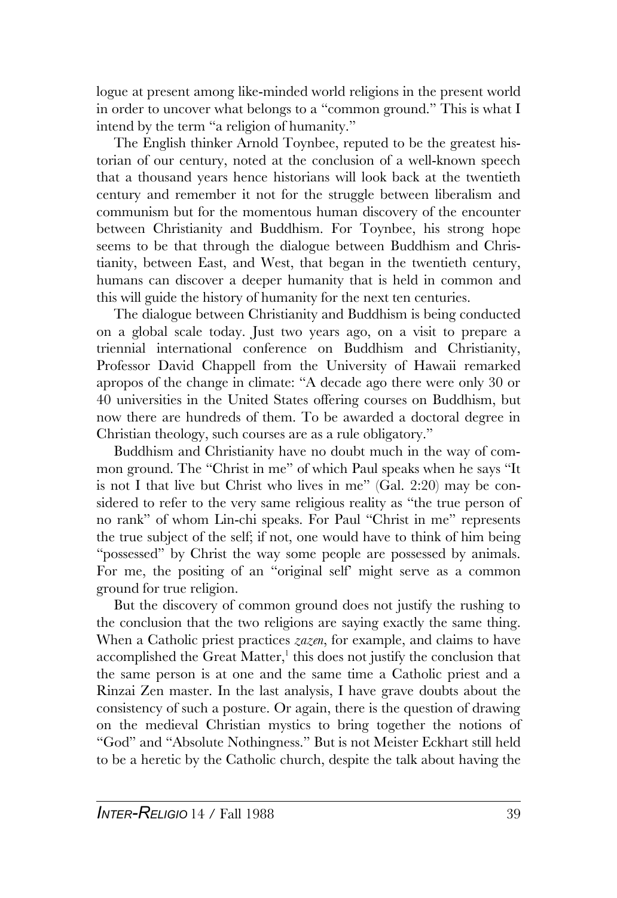logue at present among like-minded world religions in the present world in order to uncover what belongs to a "common ground." This is what I intend by the term "a religion of humanity."

The English thinker Arnold Toynbee, reputed to be the greatest historian of our century, noted at the conclusion of a well-known speech that a thousand years hence historians will look back at the twentieth century and remember it not for the struggle between liberalism and communism but for the momentous human discovery of the encounter between Christianity and Buddhism. For Toynbee, his strong hope seems to be that through the dialogue between Buddhism and Christianity, between East, and West, that began in the twentieth century, humans can discover a deeper humanity that is held in common and this will guide the history of humanity for the next ten centuries.

The dialogue between Christianity and Buddhism is being conducted on a global scale today. Just two years ago, on a visit to prepare a triennial international conference on Buddhism and Christianity, Professor David Chappell from the University of Hawaii remarked apropos of the change in climate: "A decade ago there were only 30 or 40 universities in the United States offering courses on Buddhism, but now there are hundreds of them. To be awarded a doctoral degree in Christian theology, such courses are as a rule obligatory."

Buddhism and Christianity have no doubt much in the way of common ground. The "Christ in me" of which Paul speaks when he says "It is not I that live but Christ who lives in me" (Gal. 2:20) may be considered to refer to the very same religious reality as "the true person of no rank" of whom Lin-chi speaks. For Paul "Christ in me" represents the true subject of the self; if not, one would have to think of him being "possessed" by Christ the way some people are possessed by animals. For me, the positing of an "original self' might serve as a common ground for true religion.

But the discovery of common ground does not justify the rushing to the conclusion that the two religions are saying exactly the same thing. When a Catholic priest practices *zazen*, for example, and claims to have accomplished the Great Matter,[1] this does not justify the conclusion that the same person is at one and the same time a Catholic priest and a Rinzai Zen master. In the last analysis, I have grave doubts about the consistency of such a posture. Or again, there is the question of drawing on the medieval Christian mystics to bring together the notions of "God" and "Absolute Nothingness." But is not Meister Eckhart still held to be a heretic by the Catholic church, despite the talk about having the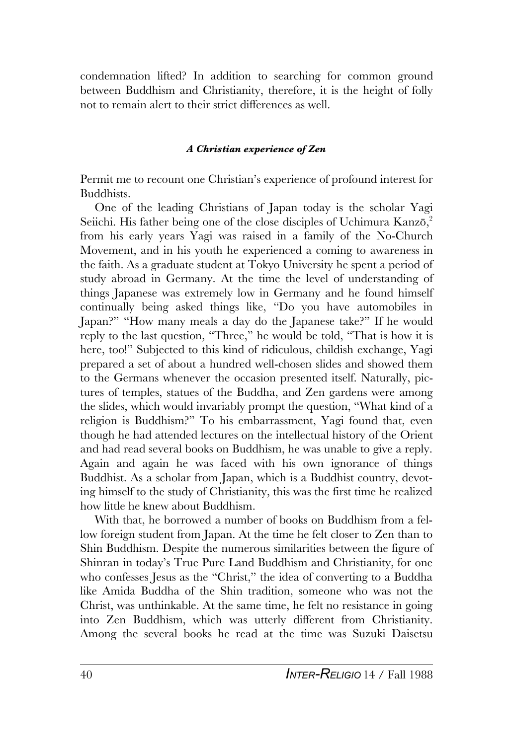condemnation lifted? In addition to searching for common ground between Buddhism and Christianity, therefore, it is the height of folly not to remain alert to their strict differences as well.

### *A Christian experience of Zen*

Permit me to recount one Christian's experience of profound interest for Buddhists.

One of the leading Christians of Japan today is the scholar Yagi Seiichi. His father being one of the close disciples of Uchimura Kanzō,[2] from his early years Yagi was raised in a family of the No-Church Movement, and in his youth he experienced a coming to awareness in the faith. As a graduate student at Tokyo University he spent a period of study abroad in Germany. At the time the level of understanding of things Japanese was extremely low in Germany and he found himself continually being asked things like, "Do you have automobiles in Japan?" "How many meals a day do the Japanese take?" If he would reply to the last question, "Three," he would be told, "That is how it is here, too!" Subjected to this kind of ridiculous, childish exchange, Yagi prepared a set of about a hundred well-chosen slides and showed them to the Germans whenever the occasion presented itself. Naturally, pictures of temples, statues of the Buddha, and Zen gardens were among the slides, which would invariably prompt the question, "What kind of a religion is Buddhism?" To his embarrassment, Yagi found that, even though he had attended lectures on the intellectual history of the Orient and had read several books on Buddhism, he was unable to give a reply. Again and again he was faced with his own ignorance of things Buddhist. As a scholar from Japan, which is a Buddhist country, devoting himself to the study of Christianity, this was the first time he realized how little he knew about Buddhism.

With that, he borrowed a number of books on Buddhism from a fellow foreign student from Japan. At the time he felt closer to Zen than to Shin Buddhism. Despite the numerous similarities between the figure of Shinran in today's True Pure Land Buddhism and Christianity, for one who confesses Jesus as the "Christ," the idea of converting to a Buddha like Amida Buddha of the Shin tradition, someone who was not the Christ, was unthinkable. At the same time, he felt no resistance in going into Zen Buddhism, which was utterly different from Christianity. Among the several books he read at the time was Suzuki Daisetsu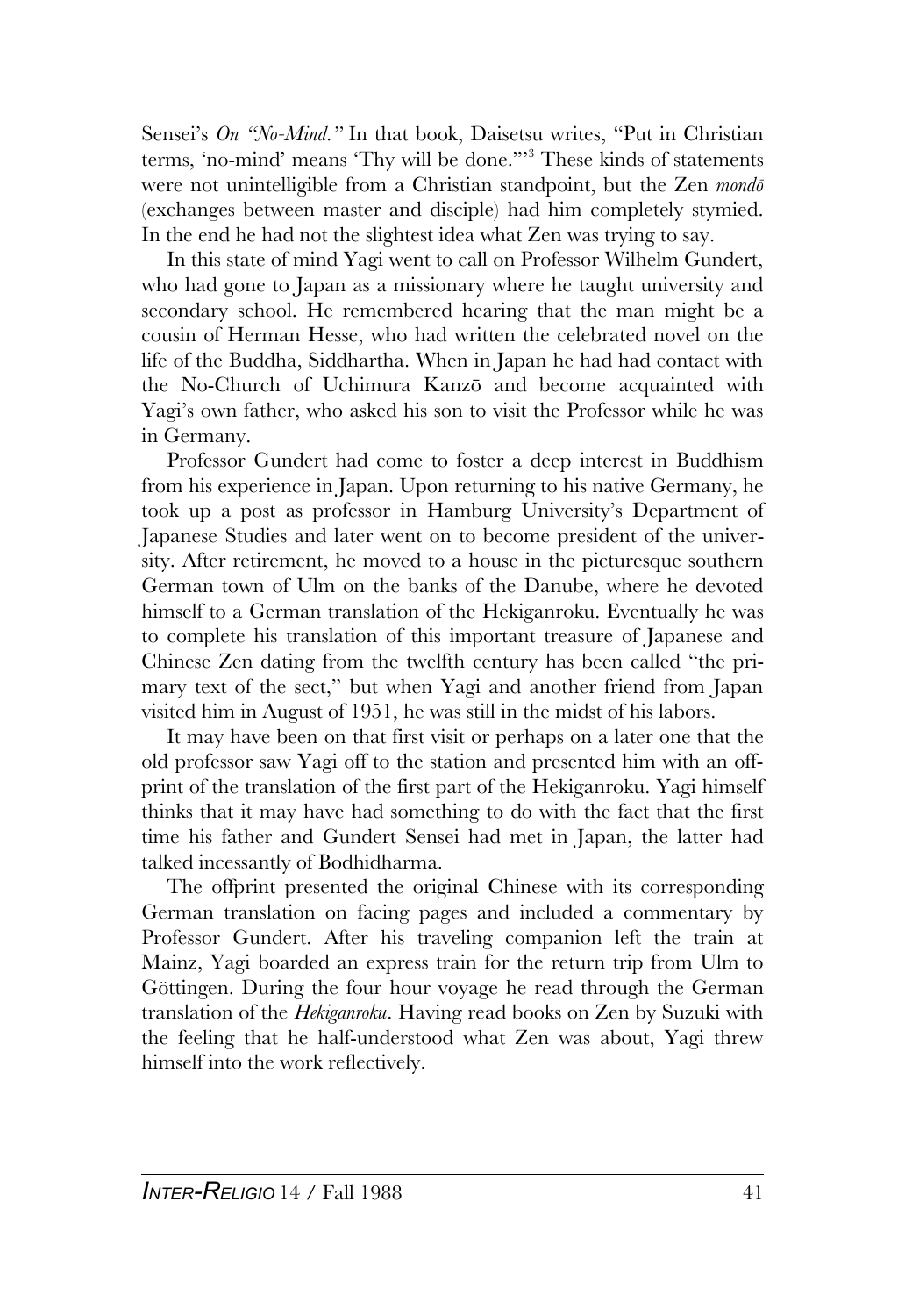Sensei's *On "No-Mind."* In that book, Daisetsu writes, "Put in Christian terms, 'no-mind' means 'Thy will be done.'"[3] These kinds of statements were not unintelligible from a Christian standpoint, but the Zen *mondō* (exchanges between master and disciple) had him completely stymied. In the end he had not the slightest idea what Zen was trying to say.

In this state of mind Yagi went to call on Professor Wilhelm Gundert, who had gone to Japan as a missionary where he taught university and secondary school. He remembered hearing that the man might be a cousin of Herman Hesse, who had written the celebrated novel on the life of the Buddha, Siddhartha. When in Japan he had had contact with the No-Church of Uchimura Kanzō and become acquainted with Yagi's own father, who asked his son to visit the Professor while he was in Germany.

Professor Gundert had come to foster a deep interest in Buddhism from his experience in Japan. Upon returning to his native Germany, he took up a post as professor in Hamburg University's Department of Japanese Studies and later went on to become president of the university. After retirement, he moved to a house in the picturesque southern German town of Ulm on the banks of the Danube, where he devoted himself to a German translation of the Hekiganroku. Eventually he was to complete his translation of this important treasure of Japanese and Chinese Zen dating from the twelfth century has been called "the primary text of the sect," but when Yagi and another friend from Japan visited him in August of 1951, he was still in the midst of his labors.

It may have been on that first visit or perhaps on a later one that the old professor saw Yagi off to the station and presented him with an offprint of the translation of the first part of the Hekiganroku. Yagi himself thinks that it may have had something to do with the fact that the first time his father and Gundert Sensei had met in Japan, the latter had talked incessantly of Bodhidharma.

The offprint presented the original Chinese with its corresponding German translation on facing pages and included a commentary by Professor Gundert. After his traveling companion left the train at Mainz, Yagi boarded an express train for the return trip from Ulm to Göttingen. During the four hour voyage he read through the German translation of the *Hekiganroku*. Having read books on Zen by Suzuki with the feeling that he half-understood what Zen was about, Yagi threw himself into the work reflectively.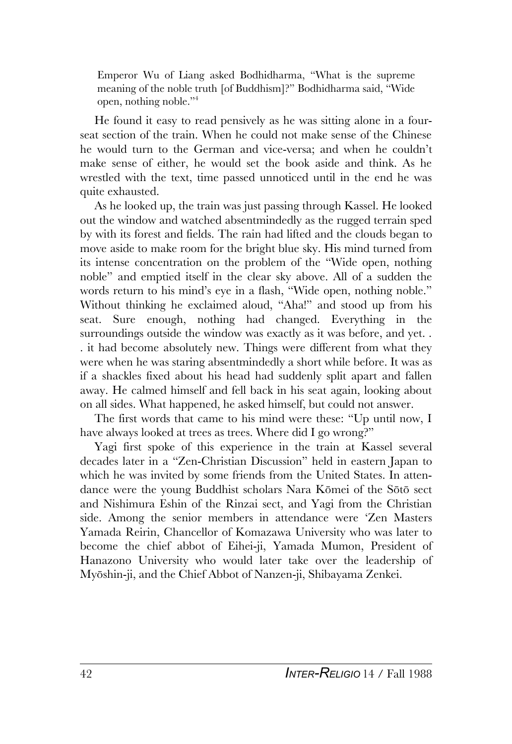> Emperor Wu of Liang asked Bodhidharma, "What is the supreme meaning of the noble truth [of Buddhism]?" Bodhidharma said, "Wide open, nothing noble."[4]

He found it easy to read pensively as he was sitting alone in a four-seat section of the train. When he could not make sense of the Chinese he would turn to the German and vice-versa; and when he couldn't make sense of either, he would set the book aside and think. As he wrestled with the text, time passed unnoticed until in the end he was quite exhausted.

As he looked up, the train was just passing through Kassel. He looked out the window and watched absentmindedly as the rugged terrain sped by with its forest and fields. The rain had lifted and the clouds began to move aside to make room for the bright blue sky. His mind turned from its intense concentration on the problem of the "Wide open, nothing noble" and emptied itself in the clear sky above. All of a sudden the words return to his mind's eye in a flash, "Wide open, nothing noble." Without thinking he exclaimed aloud, "Aha!" and stood up from his seat. Sure enough, nothing had changed. Everything in the surroundings outside the window was exactly as it was before, and yet. . . it had become absolutely new. Things were different from what they were when he was staring absentmindedly a short while before. It was as if a shackles fixed about his head had suddenly split apart and fallen away. He calmed himself and fell back in his seat again, looking about on all sides. What happened, he asked himself, but could not answer.

The first words that came to his mind were these: "Up until now, I have always looked at trees as trees. Where did I go wrong?"

Yagi first spoke of this experience in the train at Kassel several decades later in a "Zen-Christian Discussion" held in eastern Japan to which he was invited by some friends from the United States. In attendance were the young Buddhist scholars Nara Kōmei of the Sōtō sect and Nishimura Eshin of the Rinzai sect, and Yagi from the Christian side. Among the senior members in attendance were 'Zen Masters Yamada Reirin, Chancellor of Komazawa University who was later to become the chief abbot of Eihei-ji, Yamada Mumon, President of Hanazono University who would later take over the leadership of Myōshin-ji, and the Chief Abbot of Nanzen-ji, Shibayama Zenkei.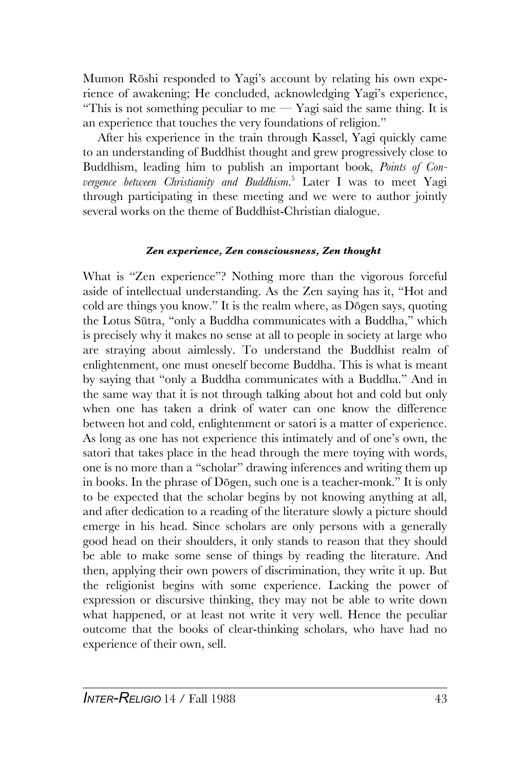Mumon Rōshi responded to Yagi's account by relating his own experience of awakening; He concluded, acknowledging Yagi's experience, "This is not something peculiar to me — Yagi said the same thing. It is an experience that touches the very foundations of religion."

After his experience in the train through Kassel, Yagi quickly came to an understanding of Buddhist thought and grew progressively close to Buddhism, leading him to publish an important book, *Points of Convergence between Christianity and Buddhism*.[5] Later I was to meet Yagi through participating in these meeting and we were to author jointly several works on the theme of Buddhist-Christian dialogue.

#### *Zen experience, Zen consciousness, Zen thought*

What is "Zen experience"? Nothing more than the vigorous forceful aside of intellectual understanding. As the Zen saying has it, "Hot and cold are things you know." It is the realm where, as Dōgen says, quoting the Lotus Sūtra, "only a Buddha communicates with a Buddha," which is precisely why it makes no sense at all to people in society at large who are straying about aimlessly. To understand the Buddhist realm of enlightenment, one must oneself become Buddha. This is what is meant by saying that "only a Buddha communicates with a Buddha." And in the same way that it is not through talking about hot and cold but only when one has taken a drink of water can one know the difference between hot and cold, enlightenment or satori is a matter of experience. As long as one has not experience this intimately and of one's own, the satori that takes place in the head through the mere toying with words, one is no more than a "scholar" drawing inferences and writing them up in books. In the phrase of Dōgen, such one is a teacher-monk." It is only to be expected that the scholar begins by not knowing anything at all, and after dedication to a reading of the literature slowly a picture should emerge in his head. Since scholars are only persons with a generally good head on their shoulders, it only stands to reason that they should be able to make some sense of things by reading the literature. And then, applying their own powers of discrimination, they write it up. But the religionist begins with some experience. Lacking the power of expression or discursive thinking, they may not be able to write down what happened, or at least not write it very well. Hence the peculiar outcome that the books of clear-thinking scholars, who have had no experience of their own, sell.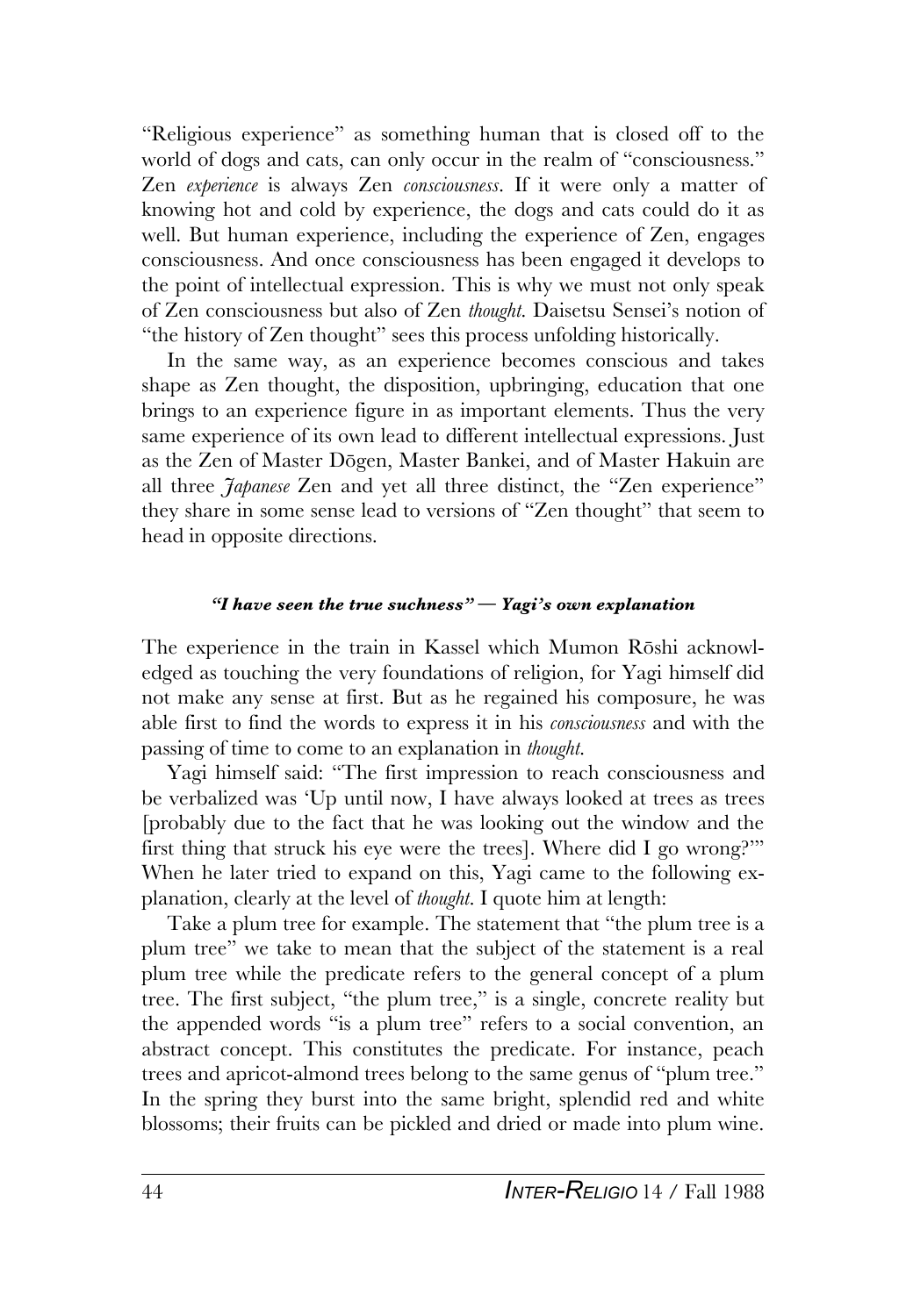"Religious experience" as something human that is closed off to the world of dogs and cats, can only occur in the realm of "consciousness." Zen *experience* is always Zen *consciousness*. If it were only a matter of knowing hot and cold by experience, the dogs and cats could do it as well. But human experience, including the experience of Zen, engages consciousness. And once consciousness has been engaged it develops to the point of intellectual expression. This is why we must not only speak of Zen consciousness but also of Zen *thought*. Daisetsu Sensei's notion of "the history of Zen thought" sees this process unfolding historically.

In the same way, as an experience becomes conscious and takes shape as Zen thought, the disposition, upbringing, education that one brings to an experience figure in as important elements. Thus the very same experience of its own lead to different intellectual expressions. Just as the Zen of Master Dōgen, Master Bankei, and of Master Hakuin are all three *Japanese* Zen and yet all three distinct, the "Zen experience" they share in some sense lead to versions of "Zen thought" that seem to head in opposite directions.

#### *"I have seen the true suchness" — Yagi's own explanation*

The experience in the train in Kassel which Mumon Rōshi acknowledged as touching the very foundations of religion, for Yagi himself did not make any sense at first. But as he regained his composure, he was able first to find the words to express it in his *consciousness* and with the passing of time to come to an explanation in *thought*.

Yagi himself said: "The first impression to reach consciousness and be verbalized was 'Up until now, I have always looked at trees as trees [probably due to the fact that he was looking out the window and the first thing that struck his eye were the trees]. Where did I go wrong?'" When he later tried to expand on this, Yagi came to the following explanation, clearly at the level of *thought*. I quote him at length:

Take a plum tree for example. The statement that "the plum tree is a plum tree" we take to mean that the subject of the statement is a real plum tree while the predicate refers to the general concept of a plum tree. The first subject, "the plum tree," is a single, concrete reality but the appended words "is a plum tree" refers to a social convention, an abstract concept. This constitutes the predicate. For instance, peach trees and apricot-almond trees belong to the same genus of "plum tree." In the spring they burst into the same bright, splendid red and white blossoms; their fruits can be pickled and dried or made into plum wine.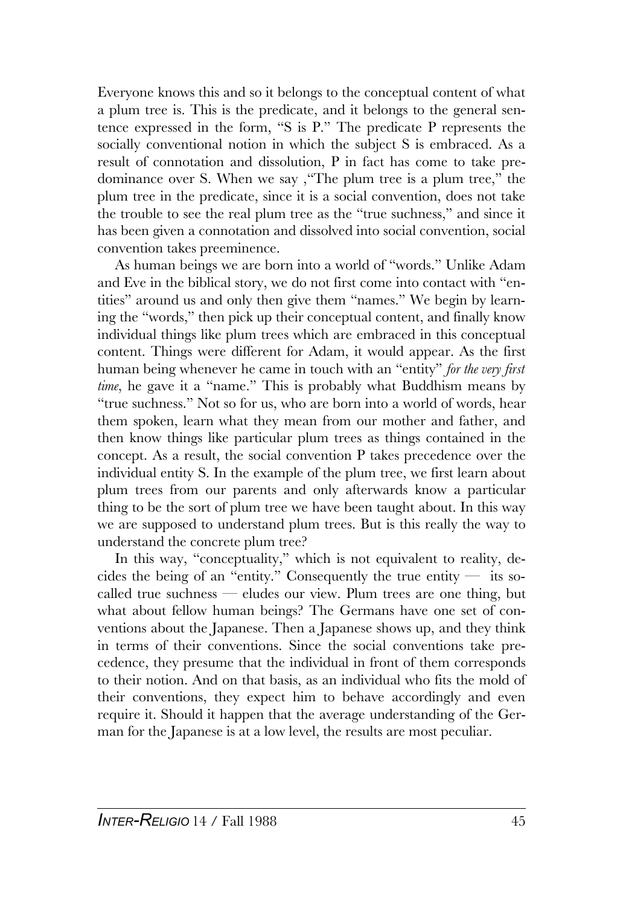Everyone knows this and so it belongs to the conceptual content of what a plum tree is. This is the predicate, and it belongs to the general sentence expressed in the form, "S is P." The predicate P represents the socially conventional notion in which the subject S is embraced. As a result of connotation and dissolution, P in fact has come to take predominance over S. When we say ,"The plum tree is a plum tree," the plum tree in the predicate, since it is a social convention, does not take the trouble to see the real plum tree as the "true suchness," and since it has been given a connotation and dissolved into social convention, social convention takes preeminence.

As human beings we are born into a world of "words." Unlike Adam and Eve in the biblical story, we do not first come into contact with "entities" around us and only then give them "names." We begin by learning the "words," then pick up their conceptual content, and finally know individual things like plum trees which are embraced in this conceptual content. Things were different for Adam, it would appear. As the first human being whenever he came in touch with an "entity" *for the very first time*, he gave it a "name." This is probably what Buddhism means by "true suchness." Not so for us, who are born into a world of words, hear them spoken, learn what they mean from our mother and father, and then know things like particular plum trees as things contained in the concept. As a result, the social convention P takes precedence over the individual entity S. In the example of the plum tree, we first learn about plum trees from our parents and only afterwards know a particular thing to be the sort of plum tree we have been taught about. In this way we are supposed to understand plum trees. But is this really the way to understand the concrete plum tree?

In this way, "conceptuality," which is not equivalent to reality, decides the being of an "entity." Consequently the true entity — its so-called true suchness — eludes our view. Plum trees are one thing, but what about fellow human beings? The Germans have one set of conventions about the Japanese. Then a Japanese shows up, and they think in terms of their conventions. Since the social conventions take precedence, they presume that the individual in front of them corresponds to their notion. And on that basis, as an individual who fits the mold of their conventions, they expect him to behave accordingly and even require it. Should it happen that the average understanding of the German for the Japanese is at a low level, the results are most peculiar.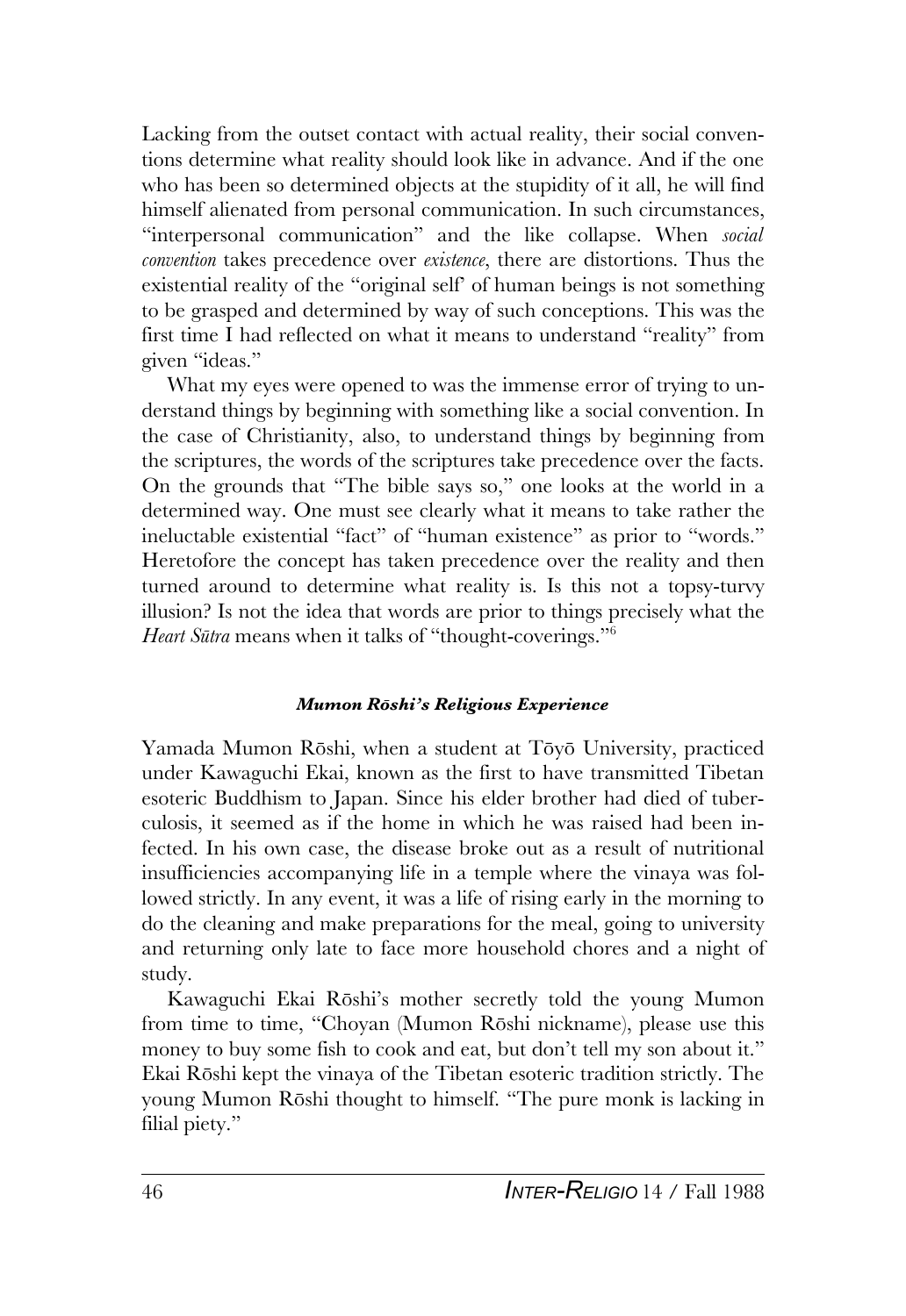Lacking from the outset contact with actual reality, their social conventions determine what reality should look like in advance. And if the one who has been so determined objects at the stupidity of it all, he will find himself alienated from personal communication. In such circumstances, "interpersonal communication" and the like collapse. When *social convention* takes precedence over *existence*, there are distortions. Thus the existential reality of the "original self' of human beings is not something to be grasped and determined by way of such conceptions. This was the first time I had reflected on what it means to understand "reality" from given "ideas."

What my eyes were opened to was the immense error of trying to understand things by beginning with something like a social convention. In the case of Christianity, also, to understand things by beginning from the scriptures, the words of the scriptures take precedence over the facts. On the grounds that "The bible says so," one looks at the world in a determined way. One must see clearly what it means to take rather the ineluctable existential "fact" of "human existence" as prior to "words." Heretofore the concept has taken precedence over the reality and then turned around to determine what reality is. Is this not a topsy-turvy illusion? Is not the idea that words are prior to things precisely what the *Heart Sūtra* means when it talks of "thought-coverings."[6]

#### *Mumon Rōshi's Religious Experience*

Yamada Mumon Rōshi, when a student at Tōyō University, practiced under Kawaguchi Ekai, known as the first to have transmitted Tibetan esoteric Buddhism to Japan. Since his elder brother had died of tuberculosis, it seemed as if the home in which he was raised had been infected. In his own case, the disease broke out as a result of nutritional insufficiencies accompanying life in a temple where the vinaya was followed strictly. In any event, it was a life of rising early in the morning to do the cleaning and make preparations for the meal, going to university and returning only late to face more household chores and a night of study.

Kawaguchi Ekai Rōshi's mother secretly told the young Mumon from time to time, "Choyan (Mumon Rōshi nickname), please use this money to buy some fish to cook and eat, but don't tell my son about it." Ekai Rōshi kept the vinaya of the Tibetan esoteric tradition strictly. The young Mumon Rōshi thought to himself. "The pure monk is lacking in filial piety."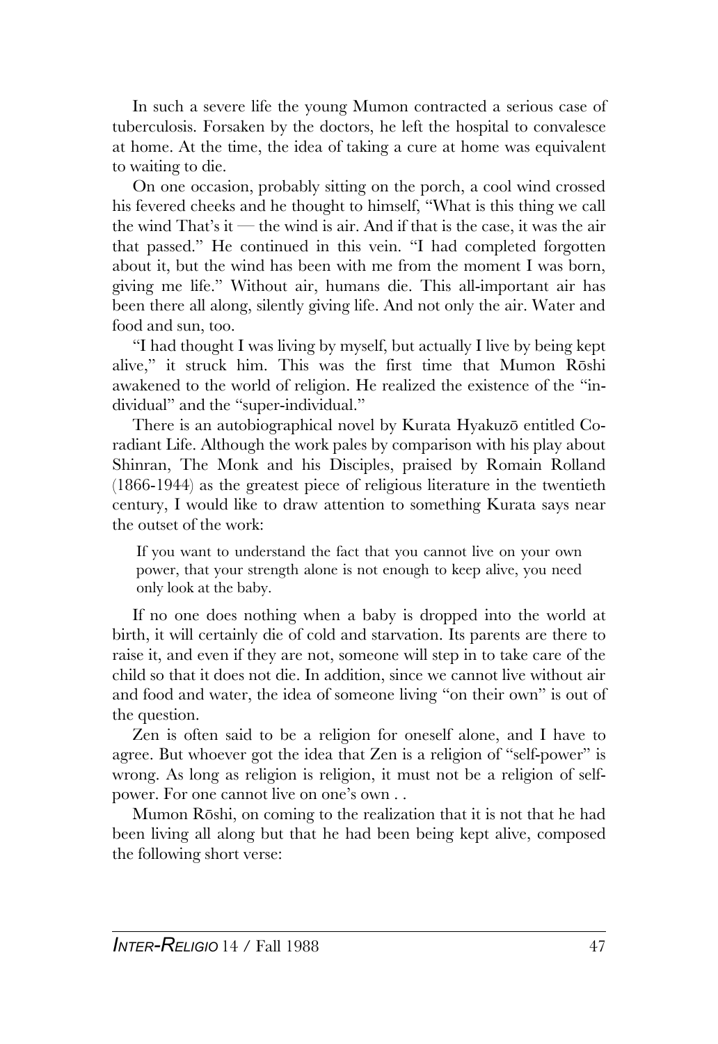In such a severe life the young Mumon contracted a serious case of tuberculosis. Forsaken by the doctors, he left the hospital to convalesce at home. At the time, the idea of taking a cure at home was equivalent to waiting to die.

On one occasion, probably sitting on the porch, a cool wind crossed his fevered cheeks and he thought to himself, "What is this thing we call the wind That's it — the wind is air. And if that is the case, it was the air that passed." He continued in this vein. "I had completed forgotten about it, but the wind has been with me from the moment I was born, giving me life." Without air, humans die. This all-important air has been there all along, silently giving life. And not only the air. Water and food and sun, too.

"I had thought I was living by myself, but actually I live by being kept alive," it struck him. This was the first time that Mumon Rōshi awakened to the world of religion. He realized the existence of the "individual" and the "super-individual."

There is an autobiographical novel by Kurata Hyakuzō entitled Co-radiant Life. Although the work pales by comparison with his play about Shinran, The Monk and his Disciples, praised by Romain Rolland (1866-1944) as the greatest piece of religious literature in the twentieth century, I would like to draw attention to something Kurata says near the outset of the work:

> If you want to understand the fact that you cannot live on your own power, that your strength alone is not enough to keep alive, you need only look at the baby.

If no one does nothing when a baby is dropped into the world at birth, it will certainly die of cold and starvation. Its parents are there to raise it, and even if they are not, someone will step in to take care of the child so that it does not die. In addition, since we cannot live without air and food and water, the idea of someone living "on their own" is out of the question.

Zen is often said to be a religion for oneself alone, and I have to agree. But whoever got the idea that Zen is a religion of "self-power" is wrong. As long as religion is religion, it must not be a religion of self-power. For one cannot live on one's own . .

Mumon Rōshi, on coming to the realization that it is not that he had been living all along but that he had been being kept alive, composed the following short verse: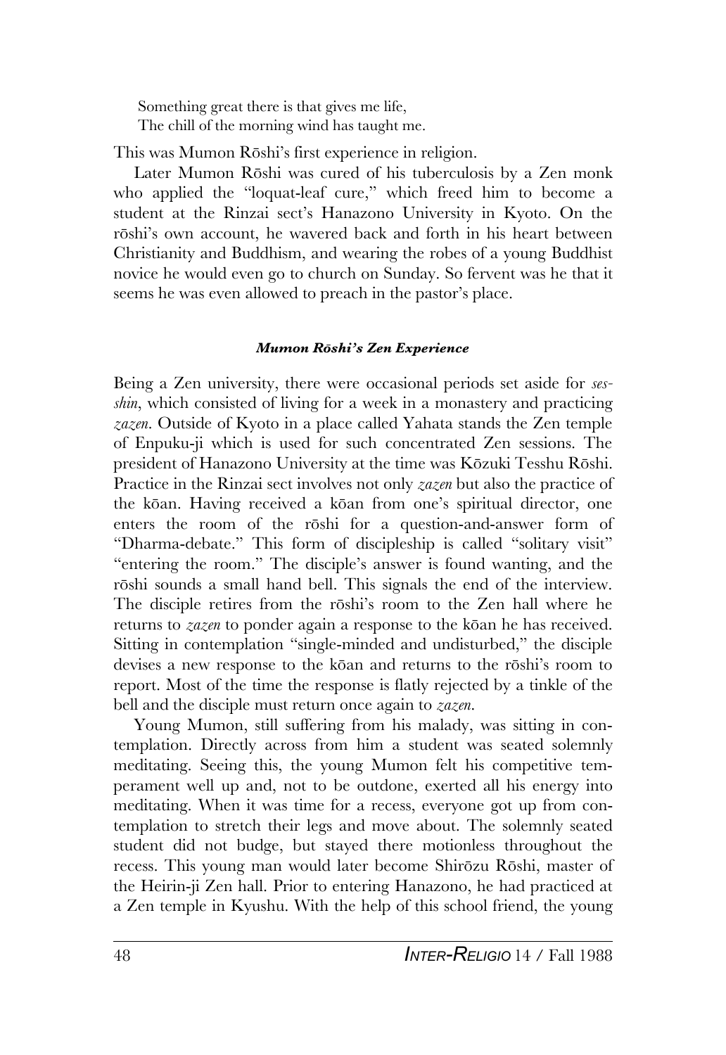Something great there is that gives me life,  
The chill of the morning wind has taught me.

This was Mumon Rōshi's first experience in religion.

Later Mumon Rōshi was cured of his tuberculosis by a Zen monk who applied the "loquat-leaf cure," which freed him to become a student at the Rinzai sect's Hanazono University in Kyoto. On the rōshi's own account, he wavered back and forth in his heart between Christianity and Buddhism, and wearing the robes of a young Buddhist novice he would even go to church on Sunday. So fervent was he that it seems he was even allowed to preach in the pastor's place.

#### ***Mumon Rōshi's Zen Experience***

Being a Zen university, there were occasional periods set aside for *sesshin*, which consisted of living for a week in a monastery and practicing *zazen*. Outside of Kyoto in a place called Yahata stands the Zen temple of Enpuku-ji which is used for such concentrated Zen sessions. The president of Hanazono University at the time was Kōzuki Tesshu Rōshi. Practice in the Rinzai sect involves not only *zazen* but also the practice of the kōan. Having received a kōan from one's spiritual director, one enters the room of the rōshi for a question-and-answer form of "Dharma-debate." This form of discipleship is called "solitary visit" "entering the room." The disciple's answer is found wanting, and the rōshi sounds a small hand bell. This signals the end of the interview. The disciple retires from the rōshi's room to the Zen hall where he returns to *zazen* to ponder again a response to the kōan he has received. Sitting in contemplation "single-minded and undisturbed," the disciple devises a new response to the kōan and returns to the rōshi's room to report. Most of the time the response is flatly rejected by a tinkle of the bell and the disciple must return once again to *zazen*.

Young Mumon, still suffering from his malady, was sitting in contemplation. Directly across from him a student was seated solemnly meditating. Seeing this, the young Mumon felt his competitive temperament well up and, not to be outdone, exerted all his energy into meditating. When it was time for a recess, everyone got up from contemplation to stretch their legs and move about. The solemnly seated student did not budge, but stayed there motionless throughout the recess. This young man would later become Shirōzu Rōshi, master of the Heirin-ji Zen hall. Prior to entering Hanazono, he had practiced at a Zen temple in Kyushu. With the help of this school friend, the young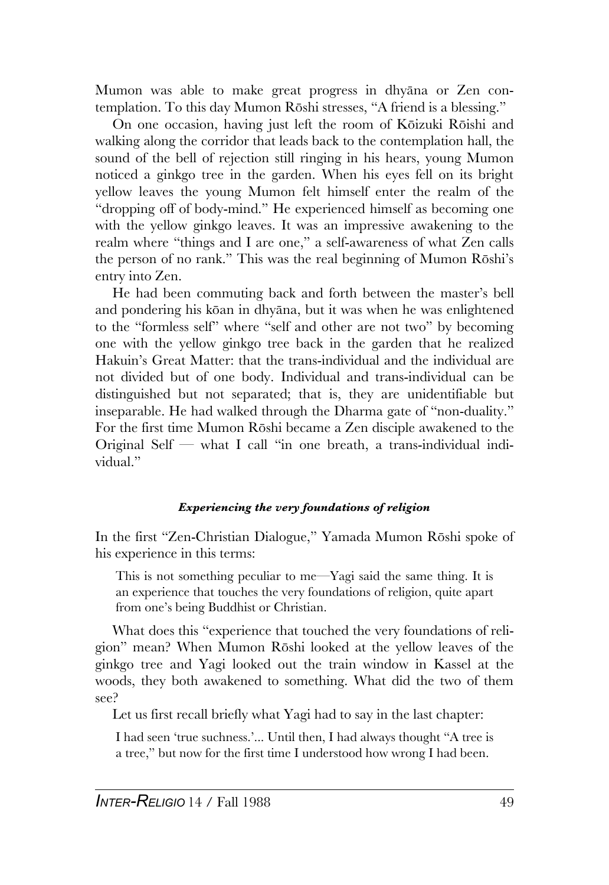Mumon was able to make great progress in dhyāna or Zen contemplation. To this day Mumon Rōshi stresses, "A friend is a blessing."

On one occasion, having just left the room of Kōizuki Rōishi and walking along the corridor that leads back to the contemplation hall, the sound of the bell of rejection still ringing in his hears, young Mumon noticed a ginkgo tree in the garden. When his eyes fell on its bright yellow leaves the young Mumon felt himself enter the realm of the "dropping off of body-mind." He experienced himself as becoming one with the yellow ginkgo leaves. It was an impressive awakening to the realm where "things and I are one," a self-awareness of what Zen calls the person of no rank." This was the real beginning of Mumon Rōshi's entry into Zen.

He had been commuting back and forth between the master's bell and pondering his kōan in dhyāna, but it was when he was enlightened to the "formless self" where "self and other are not two" by becoming one with the yellow ginkgo tree back in the garden that he realized Hakuin's Great Matter: that the trans-individual and the individual are not divided but of one body. Individual and trans-individual can be distinguished but not separated; that is, they are unidentifiable but inseparable. He had walked through the Dharma gate of "non-duality." For the first time Mumon Rōshi became a Zen disciple awakened to the Original Self — what I call "in one breath, a trans-individual individual."

#### *Experiencing the very foundations of religion*

In the first "Zen-Christian Dialogue," Yamada Mumon Rōshi spoke of his experience in this terms:

> This is not something peculiar to me—Yagi said the same thing. It is an experience that touches the very foundations of religion, quite apart from one's being Buddhist or Christian.

What does this "experience that touched the very foundations of religion" mean? When Mumon Rōshi looked at the yellow leaves of the ginkgo tree and Yagi looked out the train window in Kassel at the woods, they both awakened to something. What did the two of them see?

Let us first recall briefly what Yagi had to say in the last chapter:

> I had seen 'true suchness.'... Until then, I had always thought "A tree is a tree," but now for the first time I understood how wrong I had been.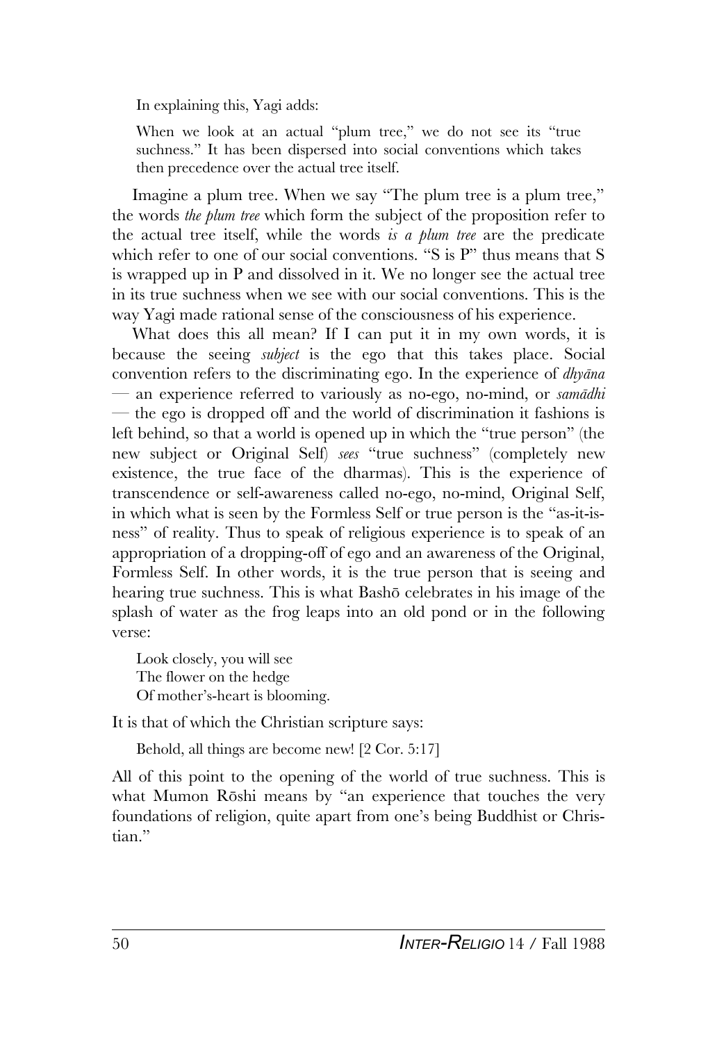In explaining this, Yagi adds:

> When we look at an actual "plum tree," we do not see its "true suchness." It has been dispersed into social conventions which takes then precedence over the actual tree itself.

Imagine a plum tree. When we say "The plum tree is a plum tree," the words *the plum tree* which form the subject of the proposition refer to the actual tree itself, while the words *is a plum tree* are the predicate which refer to one of our social conventions. "S is P" thus means that S is wrapped up in P and dissolved in it. We no longer see the actual tree in its true suchness when we see with our social conventions. This is the way Yagi made rational sense of the consciousness of his experience.

What does this all mean? If I can put it in my own words, it is because the seeing *subject* is the ego that this takes place. Social convention refers to the discriminating ego. In the experience of *dhyāna* — an experience referred to variously as no-ego, no-mind, or *samādhi* — the ego is dropped off and the world of discrimination it fashions is left behind, so that a world is opened up in which the "true person" (the new subject or Original Self) *sees* "true suchness" (completely new existence, the true face of the dharmas). This is the experience of transcendence or self-awareness called no-ego, no-mind, Original Self, in which what is seen by the Formless Self or true person is the "as-it-is-ness" of reality. Thus to speak of religious experience is to speak of an appropriation of a dropping-off of ego and an awareness of the Original, Formless Self. In other words, it is the true person that is seeing and hearing true suchness. This is what Bashō celebrates in his image of the splash of water as the frog leaps into an old pond or in the following verse:

> Look closely, you will see
> The flower on the hedge
> Of mother's-heart is blooming.

It is that of which the Christian scripture says:

> Behold, all things are become new! [2 Cor. 5:17]

All of this point to the opening of the world of true suchness. This is what Mumon Rōshi means by "an experience that touches the very foundations of religion, quite apart from one's being Buddhist or Christian."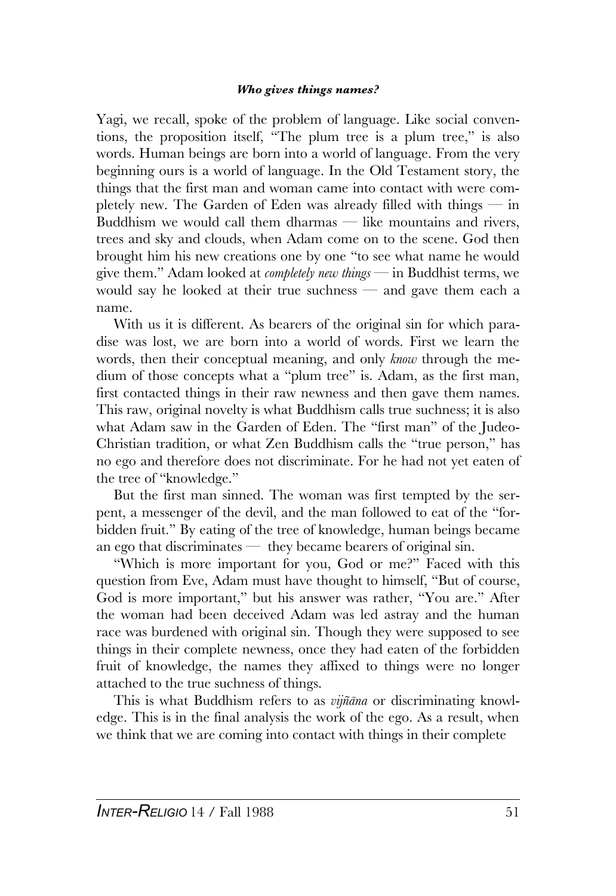Yagi, we recall, spoke of the problem of language. Like social conventions, the proposition itself, "The plum tree is a plum tree," is also words. Human beings are born into a world of language. From the very beginning ours is a world of language. In the Old Testament story, the things that the first man and woman came into contact with were completely new. The Garden of Eden was already filled with things — in Buddhism we would call them dharmas — like mountains and rivers, trees and sky and clouds, when Adam come on to the scene. God then brought him his new creations one by one "to see what name he would give them." Adam looked at *completely new things* — in Buddhist terms, we would say he looked at their true suchness — and gave them each a name.

With us it is different. As bearers of the original sin for which paradise was lost, we are born into a world of words. First we learn the words, then their conceptual meaning, and only *know* through the medium of those concepts what a "plum tree" is. Adam, as the first man, first contacted things in their raw newness and then gave them names. This raw, original novelty is what Buddhism calls true suchness; it is also what Adam saw in the Garden of Eden. The "first man" of the Judeo-Christian tradition, or what Zen Buddhism calls the "true person," has no ego and therefore does not discriminate. For he had not yet eaten of the tree of "knowledge."

But the first man sinned. The woman was first tempted by the serpent, a messenger of the devil, and the man followed to eat of the "forbidden fruit." By eating of the tree of knowledge, human beings became an ego that discriminates — they became bearers of original sin.

"Which is more important for you, God or me?" Faced with this question from Eve, Adam must have thought to himself, "But of course, God is more important," but his answer was rather, "You are." After the woman had been deceived Adam was led astray and the human race was burdened with original sin. Though they were supposed to see things in their complete newness, once they had eaten of the forbidden fruit of knowledge, the names they affixed to things were no longer attached to the true suchness of things.

This is what Buddhism refers to as *vijñāna* or discriminating knowledge. This is in the final analysis the work of the ego. As a result, when we think that we are coming into contact with things in their complete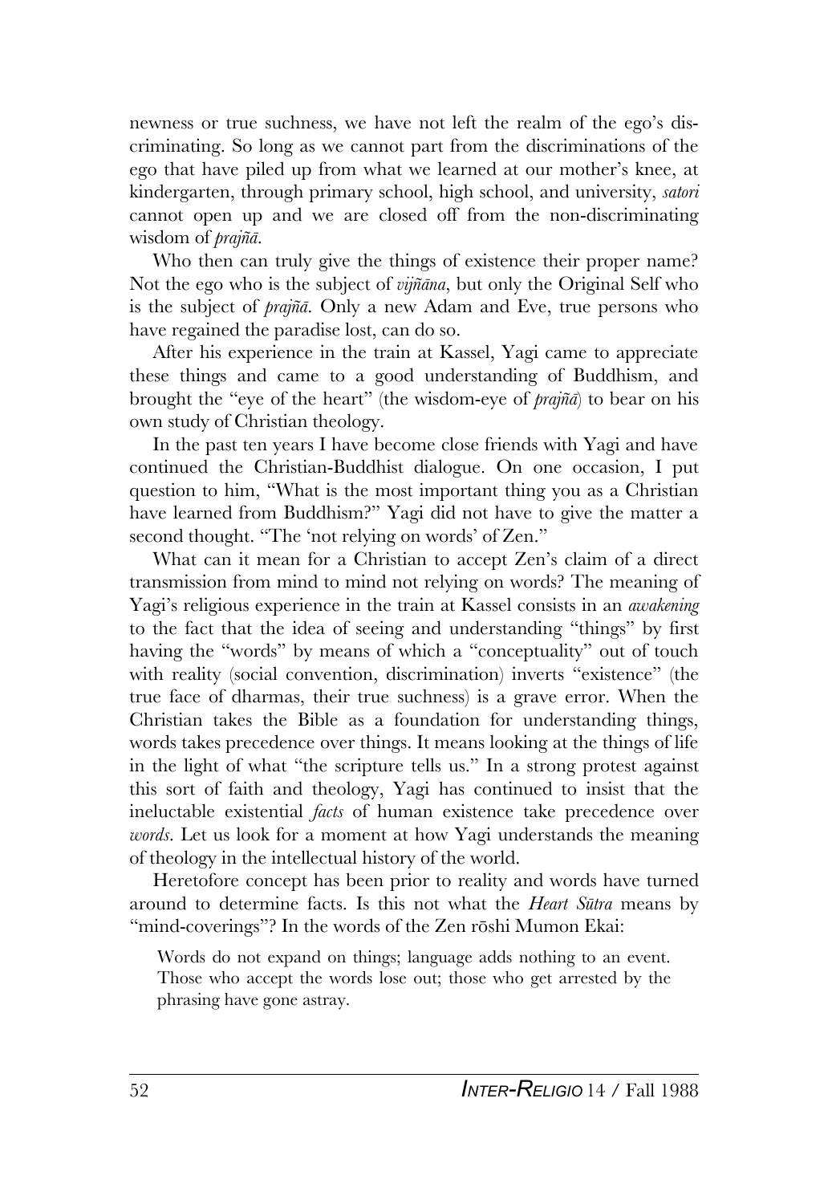newness or true suchness, we have not left the realm of the ego's discriminating. So long as we cannot part from the discriminations of the ego that have piled up from what we learned at our mother's knee, at kindergarten, through primary school, high school, and university, *satori* cannot open up and we are closed off from the non-discriminating wisdom of *prajñā*.

Who then can truly give the things of existence their proper name? Not the ego who is the subject of *vijñāna*, but only the Original Self who is the subject of *prajñā*. Only a new Adam and Eve, true persons who have regained the paradise lost, can do so.

After his experience in the train at Kassel, Yagi came to appreciate these things and came to a good understanding of Buddhism, and brought the "eye of the heart" (the wisdom-eye of *prajñā*) to bear on his own study of Christian theology.

In the past ten years I have become close friends with Yagi and have continued the Christian-Buddhist dialogue. On one occasion, I put question to him, "What is the most important thing you as a Christian have learned from Buddhism?" Yagi did not have to give the matter a second thought. "The 'not relying on words' of Zen."

What can it mean for a Christian to accept Zen's claim of a direct transmission from mind to mind not relying on words? The meaning of Yagi's religious experience in the train at Kassel consists in an *awakening* to the fact that the idea of seeing and understanding "things" by first having the "words" by means of which a "conceptuality" out of touch with reality (social convention, discrimination) inverts "existence" (the true face of dharmas, their true suchness) is a grave error. When the Christian takes the Bible as a foundation for understanding things, words takes precedence over things. It means looking at the things of life in the light of what "the scripture tells us." In a strong protest against this sort of faith and theology, Yagi has continued to insist that the ineluctable existential *facts* of human existence take precedence over *words*. Let us look for a moment at how Yagi understands the meaning of theology in the intellectual history of the world.

Heretofore concept has been prior to reality and words have turned around to determine facts. Is this not what the *Heart Sūtra* means by "mind-coverings"? In the words of the Zen rōshi Mumon Ekai:

> Words do not expand on things; language adds nothing to an event. Those who accept the words lose out; those who get arrested by the phrasing have gone astray.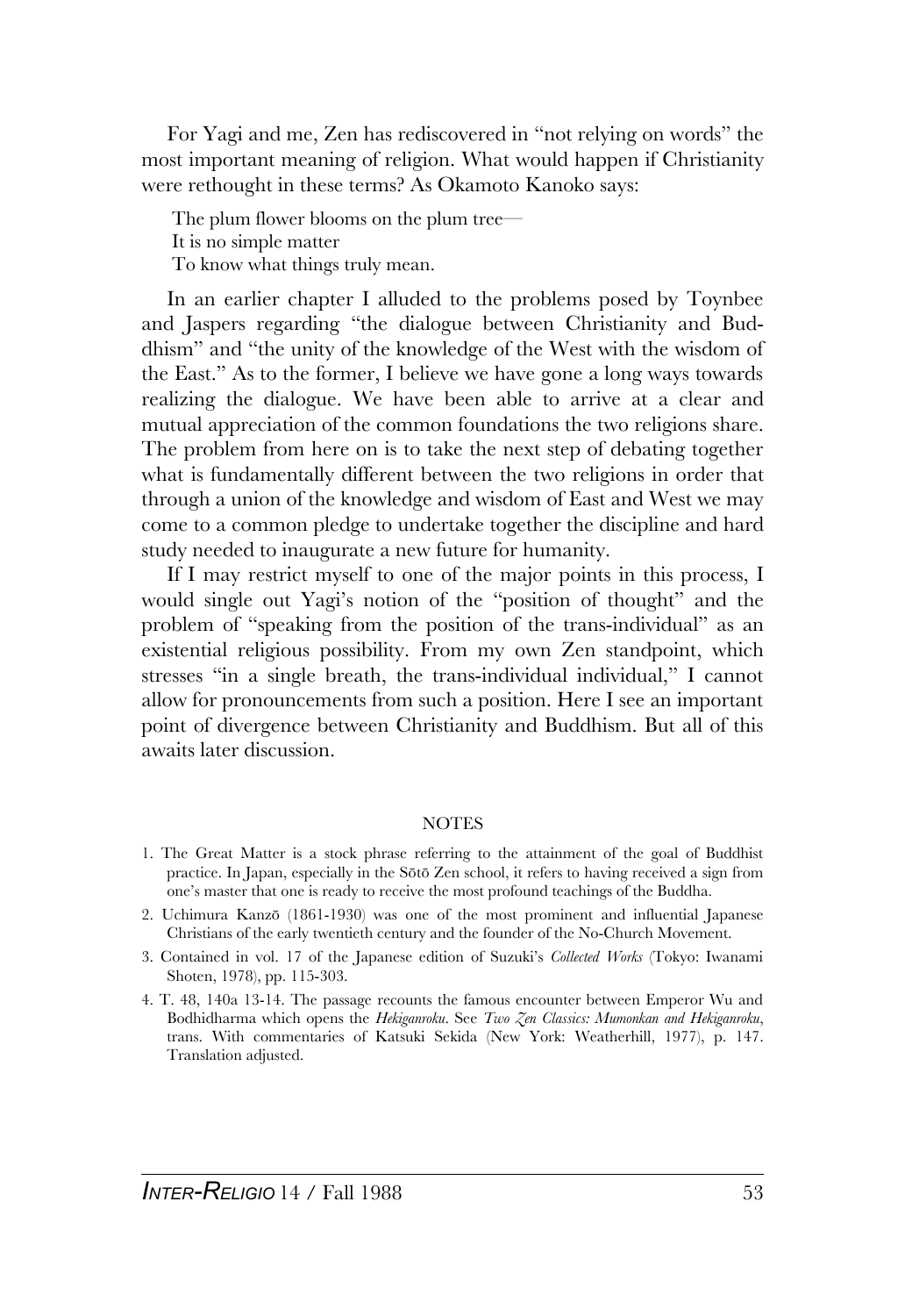For Yagi and me, Zen has rediscovered in "not relying on words" the most important meaning of religion. What would happen if Christianity were rethought in these terms? As Okamoto Kanoko says:

> The plum flower blooms on the plum tree—
> It is no simple matter
> To know what things truly mean.

In an earlier chapter I alluded to the problems posed by Toynbee and Jaspers regarding "the dialogue between Christianity and Buddhism" and "the unity of the knowledge of the West with the wisdom of the East." As to the former, I believe we have gone a long ways towards realizing the dialogue. We have been able to arrive at a clear and mutual appreciation of the common foundations the two religions share. The problem from here on is to take the next step of debating together what is fundamentally different between the two religions in order that through a union of the knowledge and wisdom of East and West we may come to a common pledge to undertake together the discipline and hard study needed to inaugurate a new future for humanity.

If I may restrict myself to one of the major points in this process, I would single out Yagi's notion of the "position of thought" and the problem of "speaking from the position of the trans-individual" as an existential religious possibility. From my own Zen standpoint, which stresses "in a single breath, the trans-individual individual," I cannot allow for pronouncements from such a position. Here I see an important point of divergence between Christianity and Buddhism. But all of this awaits later discussion.

## NOTES

1. The Great Matter is a stock phrase referring to the attainment of the goal of Buddhist practice. In Japan, especially in the Sōtō Zen school, it refers to having received a sign from one's master that one is ready to receive the most profound teachings of the Buddha.
2. Uchimura Kanzō (1861-1930) was one of the most prominent and influential Japanese Christians of the early twentieth century and the founder of the No-Church Movement.
3. Contained in vol. 17 of the Japanese edition of Suzuki's *Collected Works* (Tokyo: Iwanami Shoten, 1978), pp. 115-303.
4. T. 48, 140a 13-14. The passage recounts the famous encounter between Emperor Wu and Bodhidharma which opens the *Hekiganroku*. See *Two Zen Classics: Mumonkan and Hekiganroku*, trans. With commentaries of Katsuki Sekida (New York: Weatherhill, 1977), p. 147. Translation adjusted.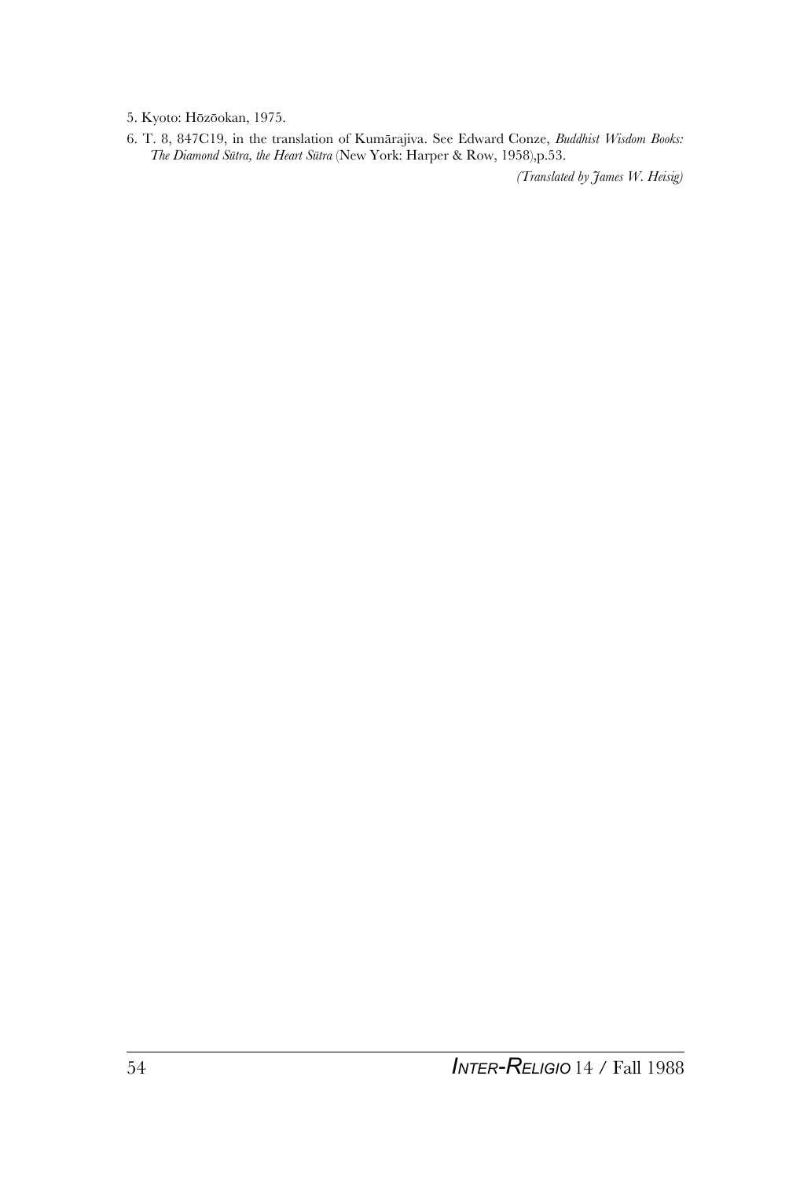5. Kyoto: Hōzōokan, 1975.

6. T. 8, 847C19, in the translation of Kumārajiva. See Edward Conze, *Buddhist Wisdom Books: The Diamond Sūtra, the Heart Sūtra* (New York: Harper & Row, 1958),p.53.

*(Translated by James W. Heisig)*